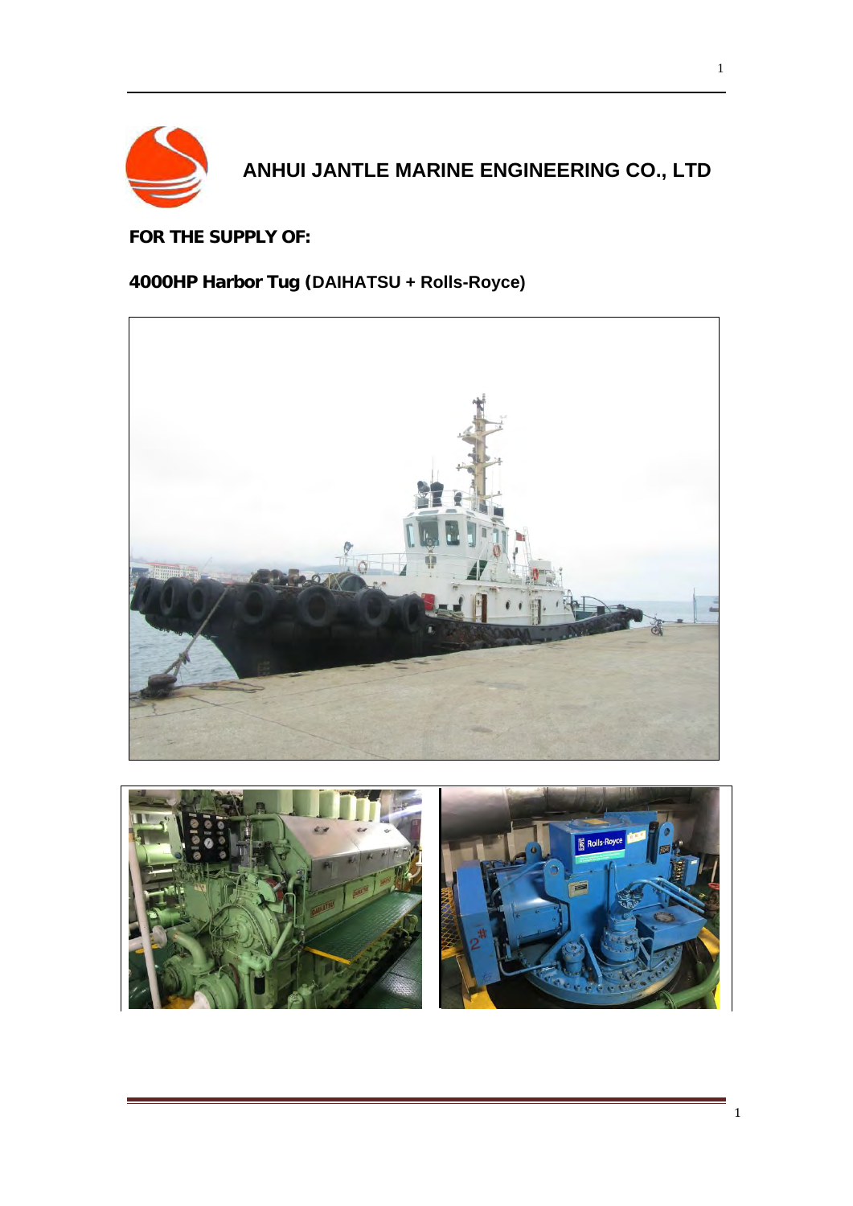# ANHUI JANTLE MARINE ENGINEERING CO., LTD

**FOR THE SUPPLY OF:**

**4000HP Harbor Tug (DAIHATSU + Rolls-Royce)**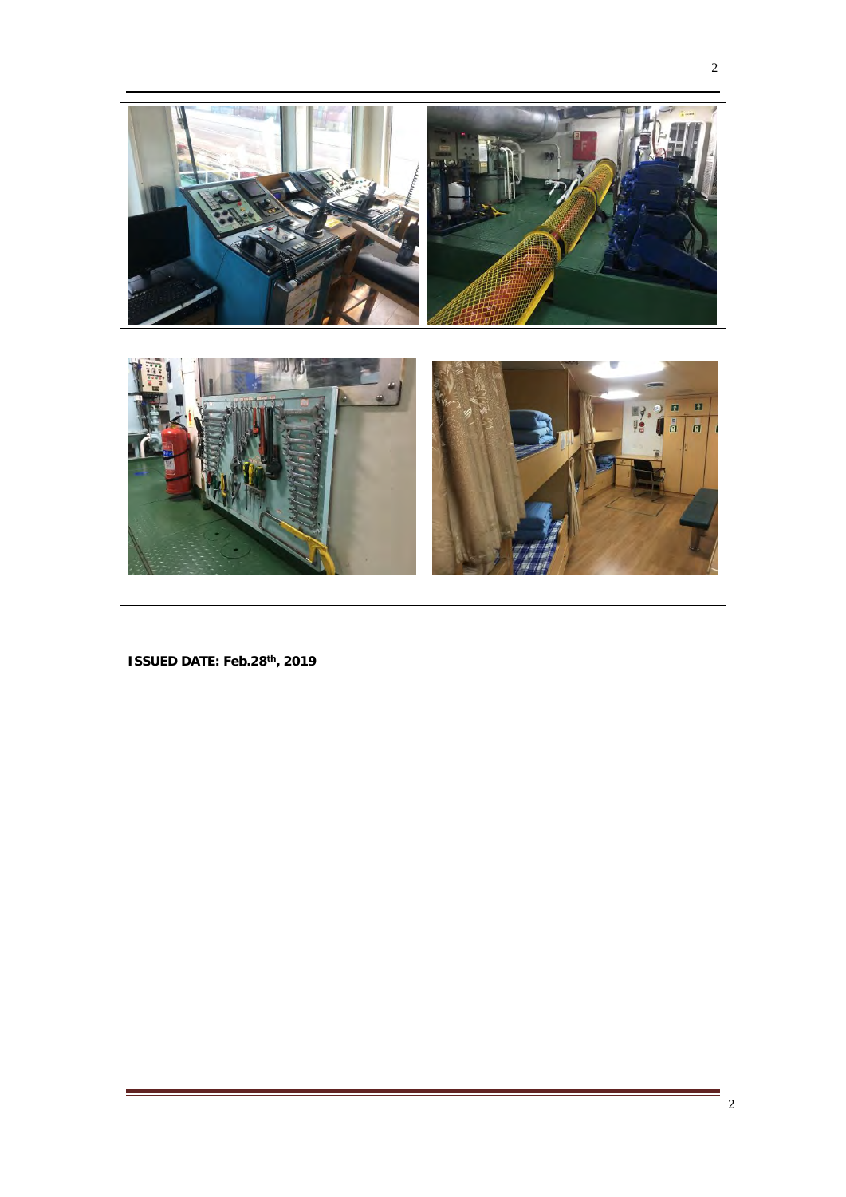**ISSUED DATE: Feb.28th, 2019**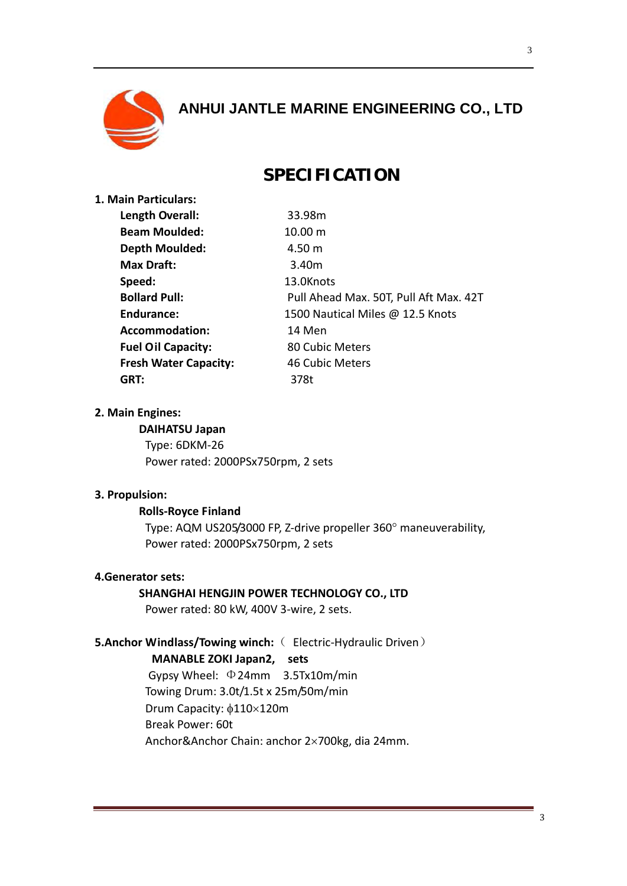## ANHUI JANTLE MARINE ENGINEERING CO., LTD

# SPECIFICATION

**1. Main Particulars:**

| | |
|---|---|
| **Length Overall:** | 33.98m |
| **Beam Moulded:** | 10.00 m |
| **Depth Moulded:** | 4.50 m |
| **Max Draft:** | 3.40m |
| **Speed:** | 13.0Knots |
| **Bollard Pull:** | Pull Ahead Max. 50T, Pull Aft Max. 42T |
| **Endurance:** | 1500 Nautical Miles @ 12.5 Knots |
| **Accommodation:** | 14 Men |
| **Fuel Oil Capacity:** | 80 Cubic Meters |
| **Fresh Water Capacity:** | 46 Cubic Meters |
| **GRT:** | 378t |

**2. Main Engines:**

**DAIHATSU Japan**

Type: 6DKM-26

Power rated: 2000PSx750rpm, 2 sets

**3. Propulsion:**

**Rolls-Royce Finland**

Type: AQM US205/3000 FP, Z-drive propeller 360° maneuverability,

Power rated: 2000PSx750rpm, 2 sets

**4.Generator sets:**

**SHANGHAI HENGJIN POWER TECHNOLOGY CO., LTD**

Power rated: 80 kW, 400V 3-wire, 2 sets.

**5.Anchor Windlass/Towing winch:** （ Electric-Hydraulic Driven）

**MANABLE ZOKI Japan2, sets**

Gypsy Wheel: Φ24mm 3.5Tx10m/min

Towing Drum: 3.0t/1.5t x 25m/50m/min

Drum Capacity: ϕ110×120m

Break Power: 60t

Anchor&Anchor Chain: anchor 2×700kg, dia 24mm.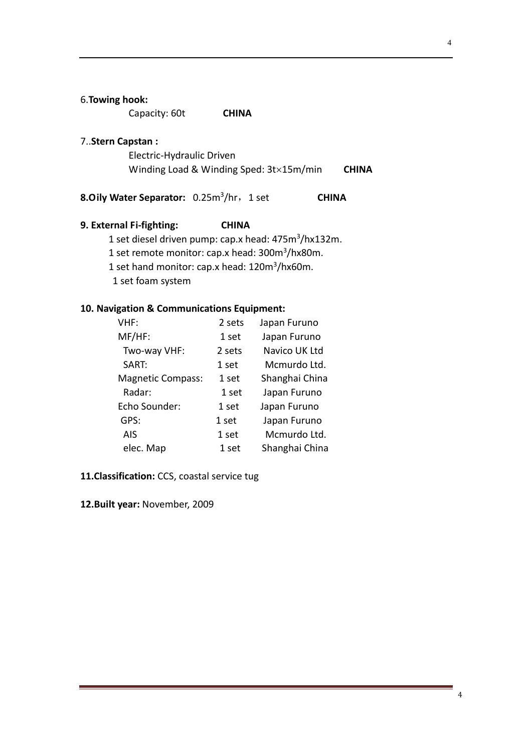6.**Towing hook:**

Capacity: 60t **CHINA**

7..**Stern Capstan :**

Electric-Hydraulic Driven

Winding Load & Winding Sped: 3t×15m/min **CHINA**

**8.Oily Water Separator:** 0.25m$^3$/hr，1 set **CHINA**

**9. External Fi-fighting:** **CHINA**

1 set diesel driven pump: cap.x head: 475m$^3$/hx132m.

1 set remote monitor: cap.x head: 300m$^3$/hx80m.

1 set hand monitor: cap.x head: 120m$^3$/hx60m.

1 set foam system

**10. Navigation & Communications Equipment:**

| | | |
|---|---|---|
| VHF: | 2 sets | Japan Furuno |
| MF/HF: | 1 set | Japan Furuno |
| Two-way VHF: | 2 sets | Navico UK Ltd |
| SART: | 1 set | Mcmurdo Ltd. |
| Magnetic Compass: | 1 set | Shanghai China |
| Radar: | 1 set | Japan Furuno |
| Echo Sounder: | 1 set | Japan Furuno |
| GPS: | 1 set | Japan Furuno |
| AIS | 1 set | Mcmurdo Ltd. |
| elec. Map | 1 set | Shanghai China |

**11.Classification:** CCS, coastal service tug

**12.Built year:** November, 2009